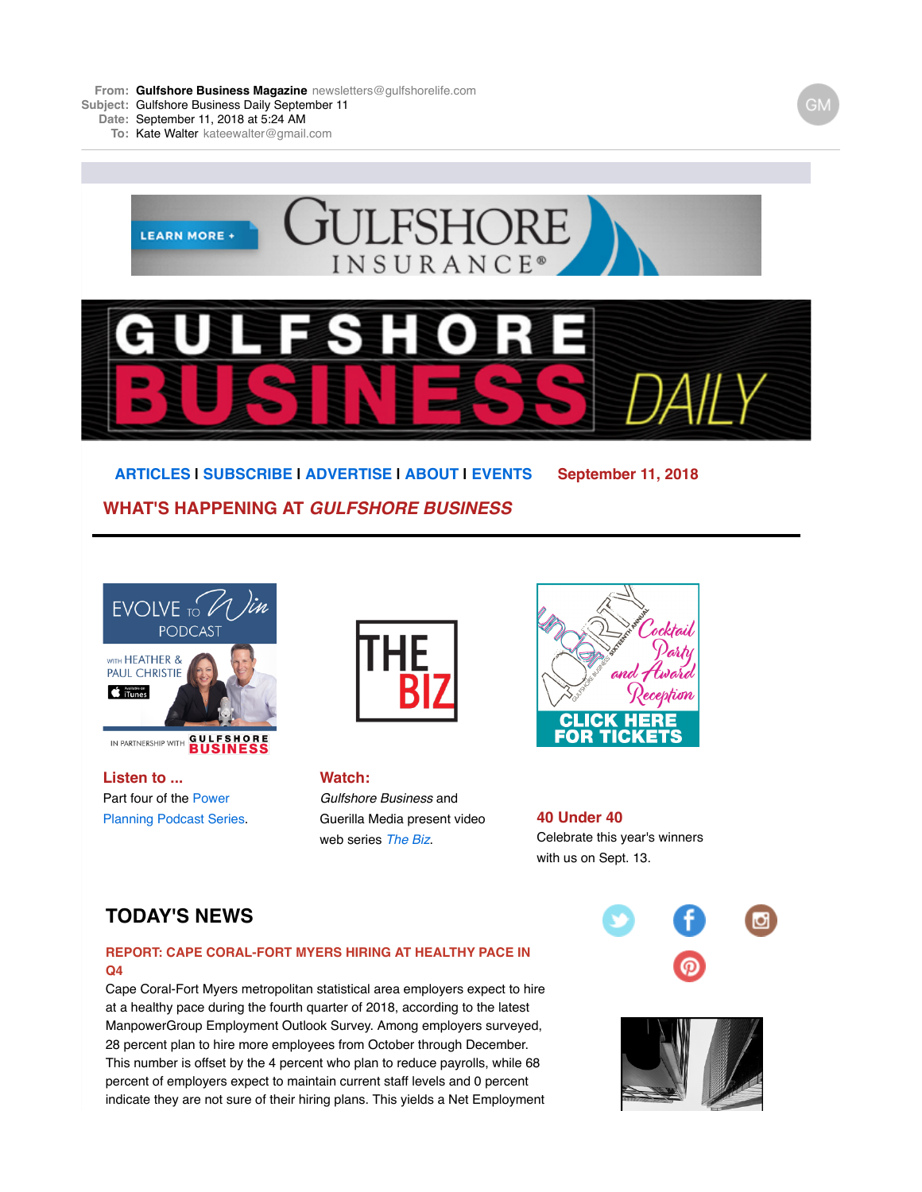**From:** Gulfshore Business Magazine newsletters@gulfshorelife.com
**Subject:** Gulfshore Business Daily September 11
**Date:** September 11, 2018 at 5:24 AM
**To:** Kate Walter kateewalter@gmail.com

LEARN MORE + GULFSHORE INSURANCE®

# GULFSHORE BUSINESS DAILY

**ARTICLES | SUBSCRIBE | ADVERTISE | ABOUT | EVENTS** **September 11, 2018**

## WHAT'S HAPPENING AT *GULFSHORE BUSINESS*

EVOLVE TO Win PODCAST with HEATHER & PAUL CHRISTIE — IN PARTNERSHIP WITH GULFSHORE BUSINESS

**Listen to ...**
Part four of the Power Planning Podcast Series.

THE BIZ

**Watch:**
*Gulfshore Business* and Guerilla Media present video web series *The Biz*.

Under 40IRTY — Gulfshore Business Sixteenth Annual Cocktail Party and Award Reception — CLICK HERE FOR TICKETS

**40 Under 40**
Celebrate this year's winners with us on Sept. 13.

## TODAY'S NEWS

### REPORT: CAPE CORAL-FORT MYERS HIRING AT HEALTHY PACE IN Q4

Cape Coral-Fort Myers metropolitan statistical area employers expect to hire at a healthy pace during the fourth quarter of 2018, according to the latest ManpowerGroup Employment Outlook Survey. Among employers surveyed, 28 percent plan to hire more employees from October through December. This number is offset by the 4 percent who plan to reduce payrolls, while 68 percent of employers expect to maintain current staff levels and 0 percent indicate they are not sure of their hiring plans. This yields a Net Employment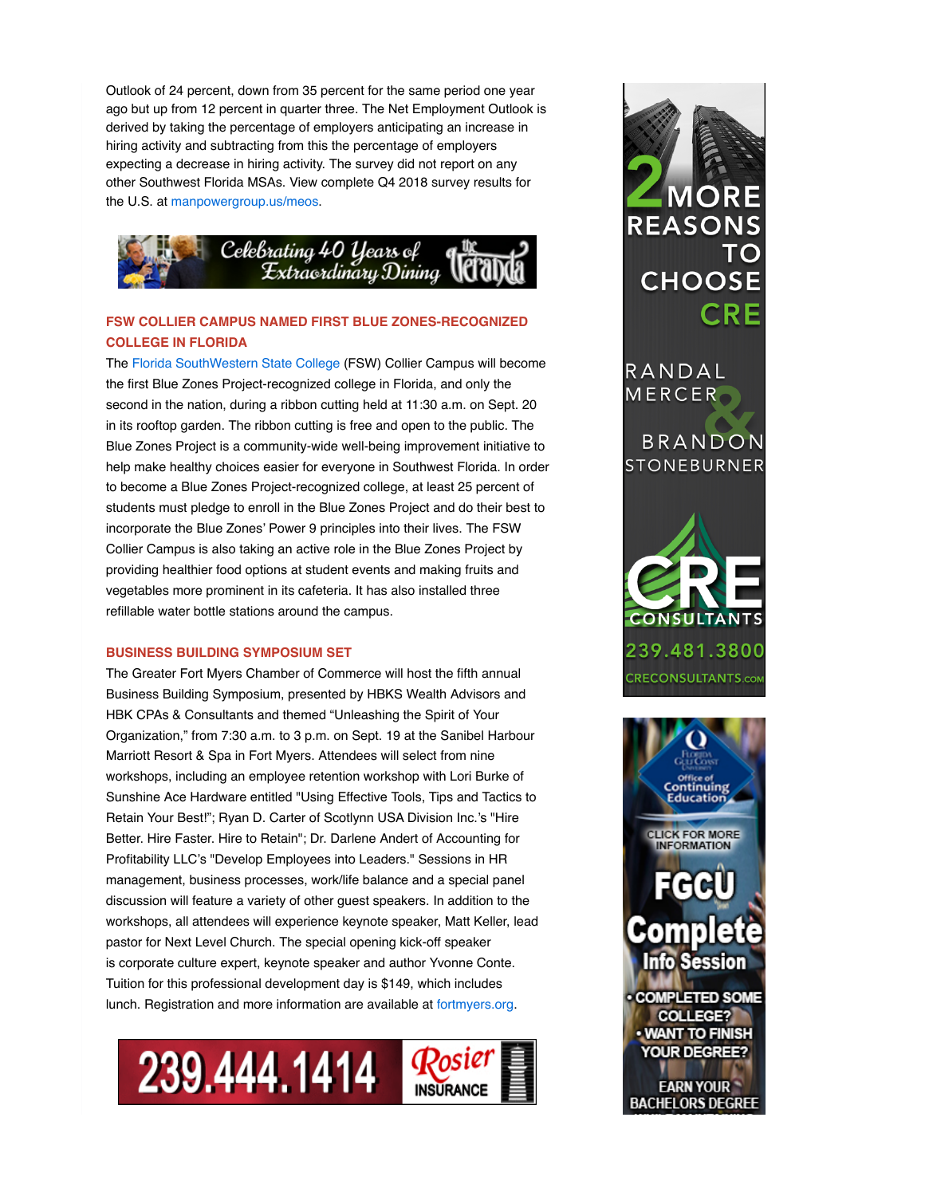Outlook of 24 percent, down from 35 percent for the same period one year ago but up from 12 percent in quarter three. The Net Employment Outlook is derived by taking the percentage of employers anticipating an increase in hiring activity and subtracting from this the percentage of employers expecting a decrease in hiring activity. The survey did not report on any other Southwest Florida MSAs. View complete Q4 2018 survey results for the U.S. at manpowergroup.us/meos.

### FSW COLLIER CAMPUS NAMED FIRST BLUE ZONES-RECOGNIZED COLLEGE IN FLORIDA

The Florida SouthWestern State College (FSW) Collier Campus will become the first Blue Zones Project-recognized college in Florida, and only the second in the nation, during a ribbon cutting held at 11:30 a.m. on Sept. 20 in its rooftop garden. The ribbon cutting is free and open to the public. The Blue Zones Project is a community-wide well-being improvement initiative to help make healthy choices easier for everyone in Southwest Florida. In order to become a Blue Zones Project-recognized college, at least 25 percent of students must pledge to enroll in the Blue Zones Project and do their best to incorporate the Blue Zones' Power 9 principles into their lives. The FSW Collier Campus is also taking an active role in the Blue Zones Project by providing healthier food options at student events and making fruits and vegetables more prominent in its cafeteria. It has also installed three refillable water bottle stations around the campus.

### BUSINESS BUILDING SYMPOSIUM SET

The Greater Fort Myers Chamber of Commerce will host the fifth annual Business Building Symposium, presented by HBKS Wealth Advisors and HBK CPAs & Consultants and themed "Unleashing the Spirit of Your Organization," from 7:30 a.m. to 3 p.m. on Sept. 19 at the Sanibel Harbour Marriott Resort & Spa in Fort Myers. Attendees will select from nine workshops, including an employee retention workshop with Lori Burke of Sunshine Ace Hardware entitled "Using Effective Tools, Tips and Tactics to Retain Your Best!"; Ryan D. Carter of Scotlynn USA Division Inc.'s "Hire Better. Hire Faster. Hire to Retain"; Dr. Darlene Andert of Accounting for Profitability LLC's "Develop Employees into Leaders." Sessions in HR management, business processes, work/life balance and a special panel discussion will feature a variety of other guest speakers. In addition to the workshops, all attendees will experience keynote speaker, Matt Keller, lead pastor for Next Level Church. The special opening kick-off speaker is corporate culture expert, keynote speaker and author Yvonne Conte. Tuition for this professional development day is $149, which includes lunch. Registration and more information are available at fortmyers.org.